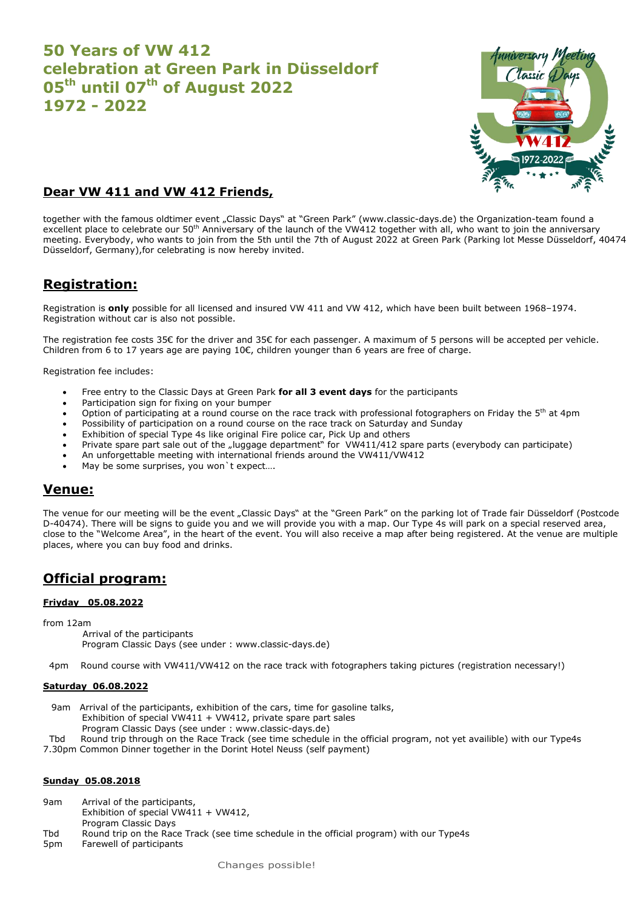# 50 Years of VW 412 celebration at Green Park in Düsseldorf 05th until 07th of August 2022 1972 - 2022

## Dear VW 411 and VW 412 Friends,

together with the famous oldtimer event „Classic Days" at "Green Park" (www.classic-days.de) the Organization-team found a excellent place to celebrate our 50th Anniversary of the launch of the VW412 together with all, who want to join the anniversary meeting. Everybody, who wants to join from the 5th until the 7th of August 2022 at Green Park (Parking lot Messe Düsseldorf, 40474 Düsseldorf, Germany),for celebrating is now hereby invited.

## Registration:

Registration is **only** possible for all licensed and insured VW 411 and VW 412, which have been built between 1968–1974. Registration without car is also not possible.

The registration fee costs 35€ for the driver and 35€ for each passenger. A maximum of 5 persons will be accepted per vehicle. Children from 6 to 17 years age are paying 10€, children younger than 6 years are free of charge.

Registration fee includes:

- Free entry to the Classic Days at Green Park **for all 3 event days** for the participants
- Participation sign for fixing on your bumper
- Option of participating at a round course on the race track with professional fotographers on Friday the 5th at 4pm
- Possibility of participation on a round course on the race track on Saturday and Sunday
- Exhibition of special Type 4s like original Fire police car, Pick Up and others
- Private spare part sale out of the „luggage department" for VW411/412 spare parts (everybody can participate)
- An unforgettable meeting with international friends around the VW411/VW412
- May be some surprises, you won`t expect….

## Venue:

The venue for our meeting will be the event „Classic Days" at the "Green Park" on the parking lot of Trade fair Düsseldorf (Postcode D-40474). There will be signs to guide you and we will provide you with a map. Our Type 4s will park on a special reserved area, close to the "Welcome Area", in the heart of the event. You will also receive a map after being registered. At the venue are multiple places, where you can buy food and drinks.

## Official program:

### Friyday 05.08.2022

from 12am
Arrival of the participants
Program Classic Days (see under : www.classic-days.de)

4pm Round course with VW411/VW412 on the race track with fotographers taking pictures (registration necessary!)

### Saturday 06.08.2022

9am Arrival of the participants, exhibition of the cars, time for gasoline talks,
Exhibition of special VW411 + VW412, private spare part sales
Program Classic Days (see under : www.classic-days.de)

Tbd Round trip through on the Race Track (see time schedule in the official program, not yet availible) with our Type4s

7.30pm Common Dinner together in the Dorint Hotel Neuss (self payment)

### Sunday 05.08.2018

9am Arrival of the participants,
Exhibition of special VW411 + VW412,
Program Classic Days

Tbd Round trip on the Race Track (see time schedule in the official program) with our Type4s

5pm Farewell of participants

Changes possible!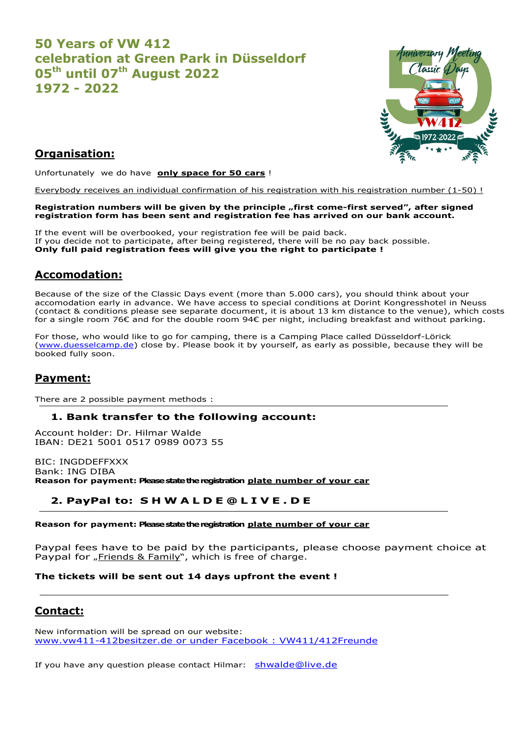# 50 Years of VW 412
# celebration at Green Park in Düsseldorf
# 05th until 07th August 2022
# 1972 - 2022

## Organisation:

Unfortunately we do have **only space for 50 cars** !

Everybody receives an individual confirmation of his registration with his registration number (1-50) !

**Registration numbers will be given by the principle „first come-first served", after signed registration form has been sent and registration fee has arrived on our bank account.**

If the event will be overbooked, your registration fee will be paid back.
If you decide not to participate, after being registered, there will be no pay back possible.
**Only full paid registration fees will give you the right to participate !**

## Accomodation:

Because of the size of the Classic Days event (more than 5.000 cars), you should think about your accomodation early in advance. We have access to special conditions at Dorint Kongresshotel in Neuss (contact & conditions please see separate document, it is about 13 km distance to the venue), which costs for a single room 76€ and for the double room 94€ per night, including breakfast and without parking.

For those, who would like to go for camping, there is a Camping Place called Düsseldorf-Lörick (www.duesselcamp.de) close by. Please book it by yourself, as early as possible, because they will be booked fully soon.

## Payment:

There are 2 possible payment methods :

### 1. Bank transfer to the following account:

Account holder: Dr. Hilmar Walde
IBAN: DE21 5001 0517 0989 0073 55

BIC: INGDDEFFXXX
Bank: ING DIBA
**Reason for payment: Please state the registration plate number of your car**

### 2. PayPal to: SHWALDE@LIVE.DE

**Reason for payment: Please state the registration plate number of your car**

Paypal fees have to be paid by the participants, please choose payment choice at Paypal for „Friends & Family", which is free of charge.

**The tickets will be sent out 14 days upfront the event !**

## Contact:

New information will be spread on our website:
www.vw411-412besitzer.de or under Facebook : VW411/412Freunde

If you have any question please contact Hilmar: shwalde@live.de